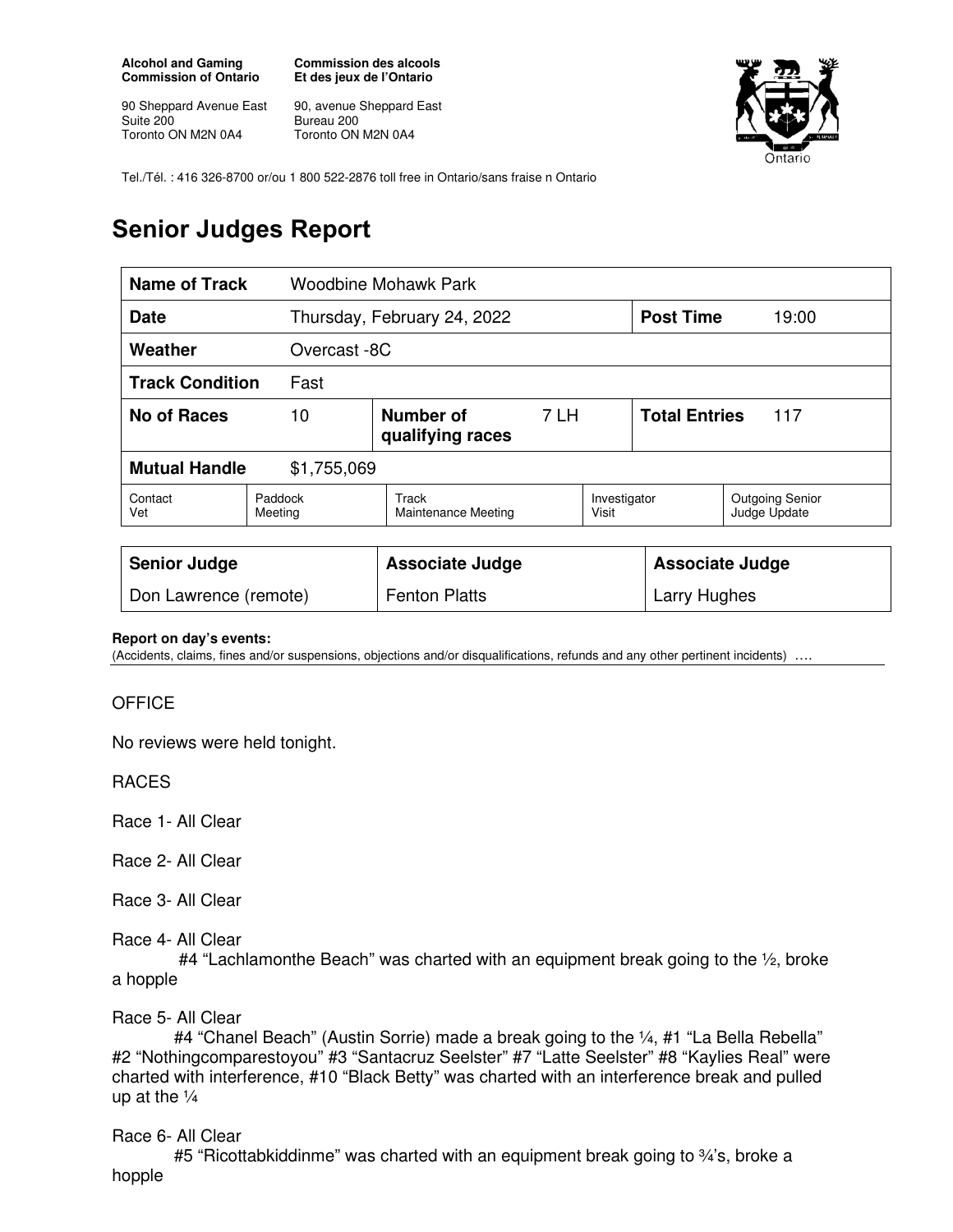**Alcohol and Gaming Commission of Ontario**

90 Sheppard Avenue East
Suite 200
Toronto ON M2N 0A4

**Commission des alcools Et des jeux de l'Ontario**

90, avenue Sheppard East
Bureau 200
Toronto ON M2N 0A4

Tel./Tél. : 416 326-8700 or/ou 1 800 522-2876 toll free in Ontario/sans fraise n Ontario

# Senior Judges Report

| **Name of Track** | Woodbine Mohawk Park | | | | |
|---|---|---|---|---|---|
| **Date** | Thursday, February 24, 2022 | | | **Post Time** | 19:00 |
| **Weather** | Overcast -8C | | | | |
| **Track Condition** | Fast | | | | |
| **No of Races** | 10 | **Number of qualifying races** | 7 LH | **Total Entries** | 117 |
| **Mutual Handle** | $1,755,069 | | | | |
| Contact Vet | Paddock Meeting | Track Maintenance Meeting | | Investigator Visit | Outgoing Senior Judge Update |

| **Senior Judge** | **Associate Judge** | **Associate Judge** |
|---|---|---|
| Don Lawrence (remote) | Fenton Platts | Larry Hughes |

**Report on day's events:**
(Accidents, claims, fines and/or suspensions, objections and/or disqualifications, refunds and any other pertinent incidents) ….

OFFICE

No reviews were held tonight.

RACES

Race 1- All Clear

Race 2- All Clear

Race 3- All Clear

Race 4- All Clear
#4 "Lachlamonthe Beach" was charted with an equipment break going to the ½, broke a hopple

Race 5- All Clear
#4 "Chanel Beach" (Austin Sorrie) made a break going to the ¼, #1 "La Bella Rebella" #2 "Nothingcomparestoyou" #3 "Santacruz Seelster" #7 "Latte Seelster" #8 "Kaylies Real" were charted with interference, #10 "Black Betty" was charted with an interference break and pulled up at the ¼

Race 6- All Clear
#5 "Ricottabkiddinme" was charted with an equipment break going to ¾'s, broke a hopple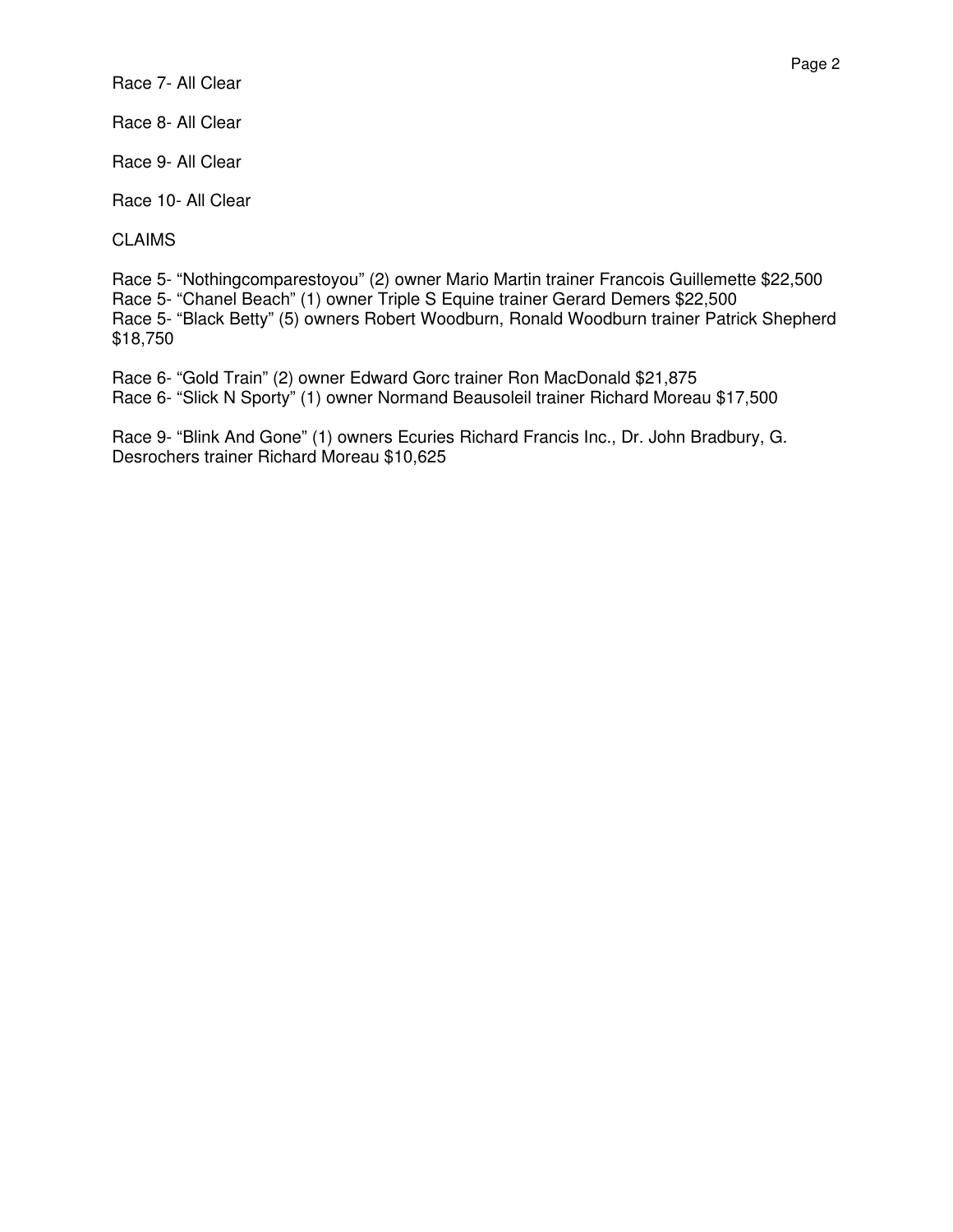Race 7- All Clear

Race 8- All Clear

Race 9- All Clear

Race 10- All Clear

CLAIMS

Race 5- “Nothingcomparestoyou” (2) owner Mario Martin trainer Francois Guillemette $22,500
Race 5- “Chanel Beach” (1) owner Triple S Equine trainer Gerard Demers $22,500
Race 5- “Black Betty” (5) owners Robert Woodburn, Ronald Woodburn trainer Patrick Shepherd $18,750

Race 6- “Gold Train” (2) owner Edward Gorc trainer Ron MacDonald $21,875
Race 6- “Slick N Sporty” (1) owner Normand Beausoleil trainer Richard Moreau $17,500

Race 9- “Blink And Gone” (1) owners Ecuries Richard Francis Inc., Dr. John Bradbury, G. Desrochers trainer Richard Moreau $10,625